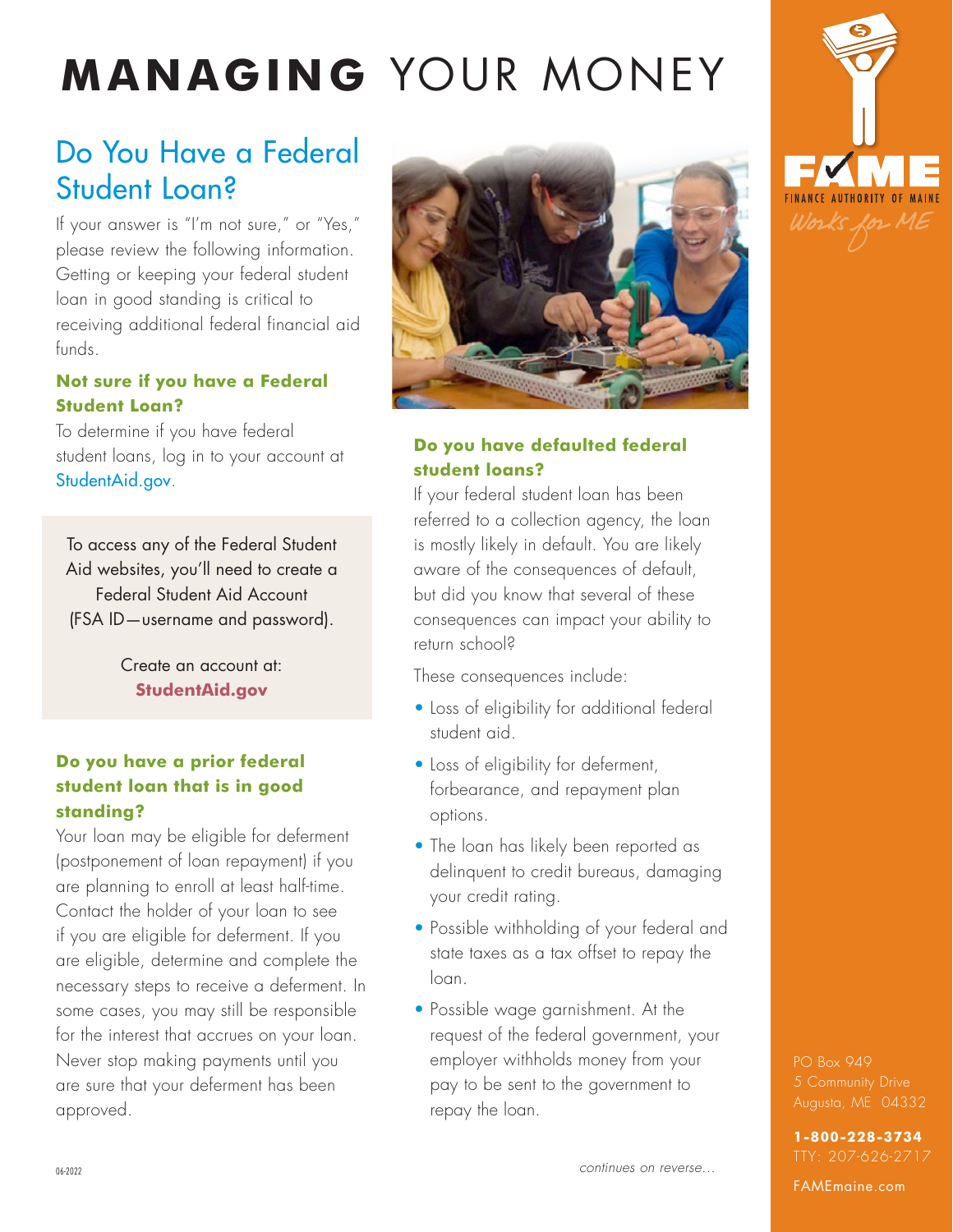# **MANAGING** YOUR MONEY

## Do You Have a Federal Student Loan?

If your answer is "I'm not sure," or "Yes," please review the following information. Getting or keeping your federal student loan in good standing is critical to receiving additional federal financial aid funds.

### Not sure if you have a Federal Student Loan?

To determine if you have federal student loans, log in to your account at StudentAid.gov.

To access any of the Federal Student Aid websites, you'll need to create a Federal Student Aid Account (FSA ID—username and password).

Create an account at: **StudentAid.gov**

### Do you have a prior federal student loan that is in good standing?

Your loan may be eligible for deferment (postponement of loan repayment) if you are planning to enroll at least half-time. Contact the holder of your loan to see if you are eligible for deferment. If you are eligible, determine and complete the necessary steps to receive a deferment. In some cases, you may still be responsible for the interest that accrues on your loan. Never stop making payments until you are sure that your deferment has been approved.

### Do you have defaulted federal student loans?

If your federal student loan has been referred to a collection agency, the loan is mostly likely in default. You are likely aware of the consequences of default, but did you know that several of these consequences can impact your ability to return school?

These consequences include:

- Loss of eligibility for additional federal student aid.
- Loss of eligibility for deferment, forbearance, and repayment plan options.
- The loan has likely been reported as delinquent to credit bureaus, damaging your credit rating.
- Possible withholding of your federal and state taxes as a tax offset to repay the loan.
- Possible wage garnishment. At the request of the federal government, your employer withholds money from your pay to be sent to the government to repay the loan.

*continues on reverse…*

FAME
FINANCE AUTHORITY OF MAINE
Works for ME

PO Box 949
5 Community Drive
Augusta, ME 04332

**1-800-228-3734**
TTY: 207-626-2717

FAMEmaine.com

06-2022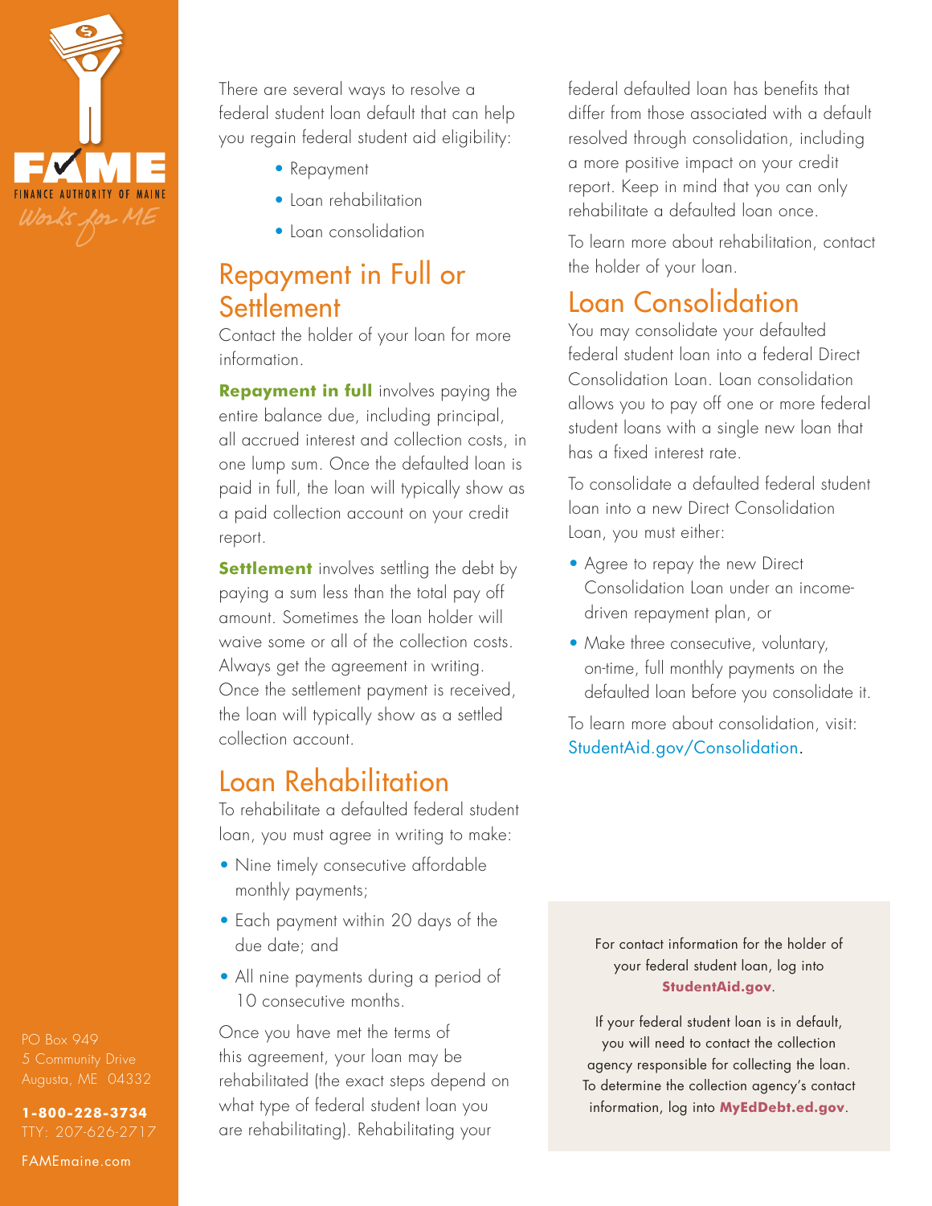There are several ways to resolve a federal student loan default that can help you regain federal student aid eligibility:

- Repayment
- Loan rehabilitation
- Loan consolidation

## Repayment in Full or Settlement

Contact the holder of your loan for more information.

**Repayment in full** involves paying the entire balance due, including principal, all accrued interest and collection costs, in one lump sum. Once the defaulted loan is paid in full, the loan will typically show as a paid collection account on your credit report.

**Settlement** involves settling the debt by paying a sum less than the total pay off amount. Sometimes the loan holder will waive some or all of the collection costs. Always get the agreement in writing. Once the settlement payment is received, the loan will typically show as a settled collection account.

## Loan Rehabilitation

To rehabilitate a defaulted federal student loan, you must agree in writing to make:

- Nine timely consecutive affordable monthly payments;
- Each payment within 20 days of the due date; and
- All nine payments during a period of 10 consecutive months.

Once you have met the terms of this agreement, your loan may be rehabilitated (the exact steps depend on what type of federal student loan you are rehabilitating). Rehabilitating your federal defaulted loan has benefits that differ from those associated with a default resolved through consolidation, including a more positive impact on your credit report. Keep in mind that you can only rehabilitate a defaulted loan once.

To learn more about rehabilitation, contact the holder of your loan.

## Loan Consolidation

You may consolidate your defaulted federal student loan into a federal Direct Consolidation Loan. Loan consolidation allows you to pay off one or more federal student loans with a single new loan that has a fixed interest rate.

To consolidate a defaulted federal student loan into a new Direct Consolidation Loan, you must either:

- Agree to repay the new Direct Consolidation Loan under an income-driven repayment plan, or
- Make three consecutive, voluntary, on-time, full monthly payments on the defaulted loan before you consolidate it.

To learn more about consolidation, visit: StudentAid.gov/Consolidation.

For contact information for the holder of your federal student loan, log into **StudentAid.gov**.

If your federal student loan is in default, you will need to contact the collection agency responsible for collecting the loan. To determine the collection agency's contact information, log into **MyEdDebt.ed.gov**.

FAME
FINANCE AUTHORITY OF MAINE
Works for ME

PO Box 949
5 Community Drive
Augusta, ME 04332

**1-800-228-3734**
TTY: 207-626-2717

FAMEmaine.com